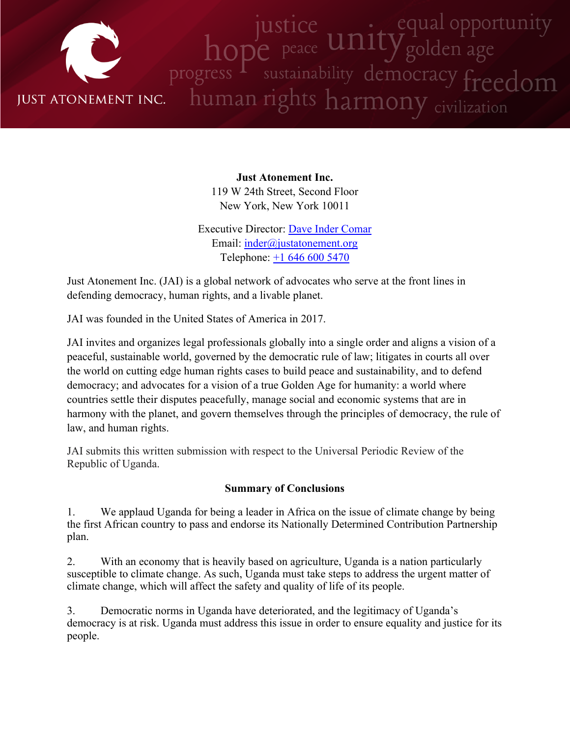JUST ATONEMENT INC.

**Just Atonement Inc.**
119 W 24th Street, Second Floor
New York, New York 10011

Executive Director: [Dave Inder Comar]
Email: [inder@justatonement.org]
Telephone: [+1 646 600 5470]

Just Atonement Inc. (JAI) is a global network of advocates who serve at the front lines in defending democracy, human rights, and a livable planet.

JAI was founded in the United States of America in 2017.

JAI invites and organizes legal professionals globally into a single order and aligns a vision of a peaceful, sustainable world, governed by the democratic rule of law; litigates in courts all over the world on cutting edge human rights cases to build peace and sustainability, and to defend democracy; and advocates for a vision of a true Golden Age for humanity: a world where countries settle their disputes peacefully, manage social and economic systems that are in harmony with the planet, and govern themselves through the principles of democracy, the rule of law, and human rights.

JAI submits this written submission with respect to the Universal Periodic Review of the Republic of Uganda.

## Summary of Conclusions

1. We applaud Uganda for being a leader in Africa on the issue of climate change by being the first African country to pass and endorse its Nationally Determined Contribution Partnership plan.

2. With an economy that is heavily based on agriculture, Uganda is a nation particularly susceptible to climate change. As such, Uganda must take steps to address the urgent matter of climate change, which will affect the safety and quality of life of its people.

3. Democratic norms in Uganda have deteriorated, and the legitimacy of Uganda's democracy is at risk. Uganda must address this issue in order to ensure equality and justice for its people.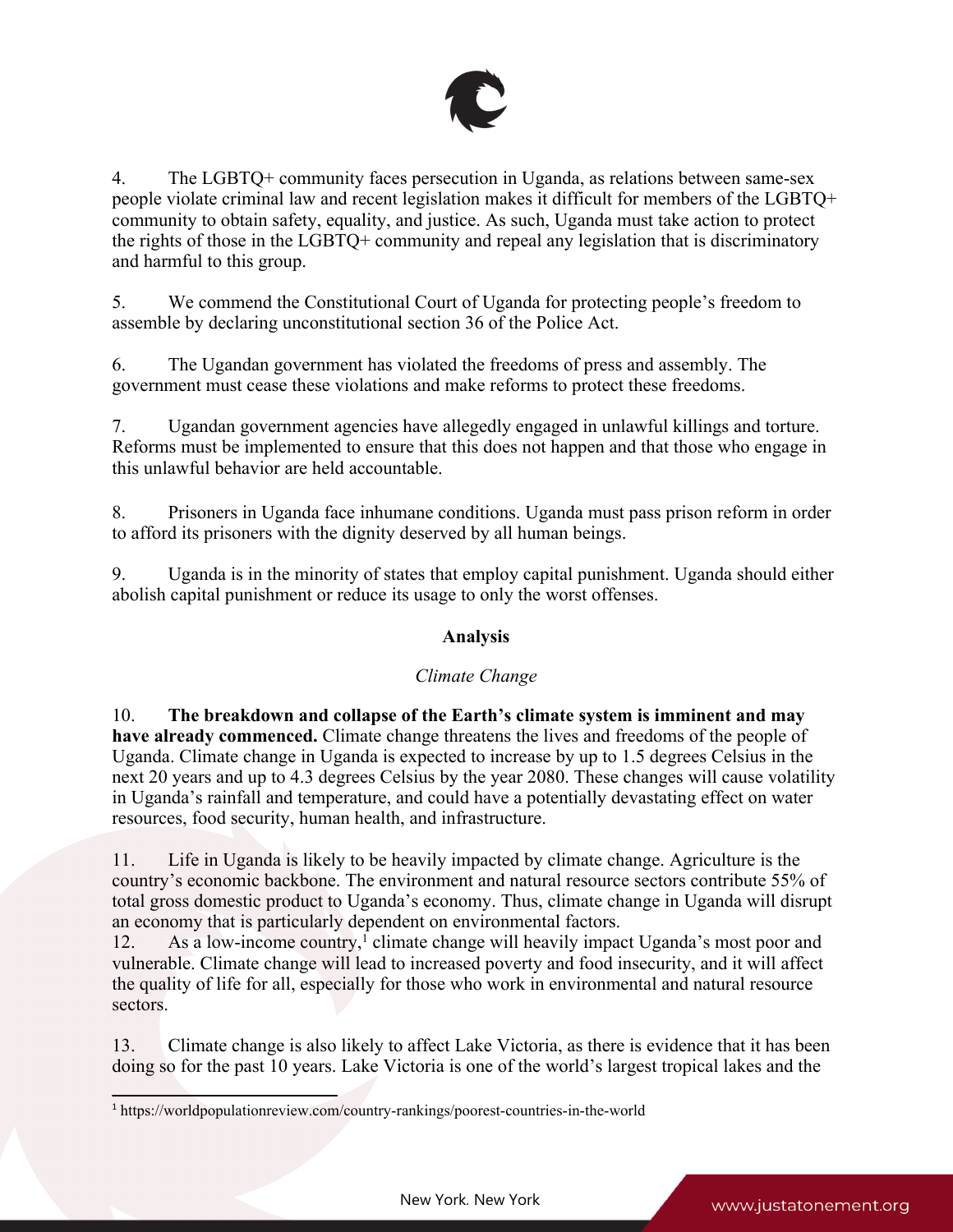4. The LGBTQ+ community faces persecution in Uganda, as relations between same-sex people violate criminal law and recent legislation makes it difficult for members of the LGBTQ+ community to obtain safety, equality, and justice. As such, Uganda must take action to protect the rights of those in the LGBTQ+ community and repeal any legislation that is discriminatory and harmful to this group.

5. We commend the Constitutional Court of Uganda for protecting people's freedom to assemble by declaring unconstitutional section 36 of the Police Act.

6. The Ugandan government has violated the freedoms of press and assembly. The government must cease these violations and make reforms to protect these freedoms.

7. Ugandan government agencies have allegedly engaged in unlawful killings and torture. Reforms must be implemented to ensure that this does not happen and that those who engage in this unlawful behavior are held accountable.

8. Prisoners in Uganda face inhumane conditions. Uganda must pass prison reform in order to afford its prisoners with the dignity deserved by all human beings.

9. Uganda is in the minority of states that employ capital punishment. Uganda should either abolish capital punishment or reduce its usage to only the worst offenses.

## Analysis

### *Climate Change*

10. **The breakdown and collapse of the Earth's climate system is imminent and may have already commenced.** Climate change threatens the lives and freedoms of the people of Uganda. Climate change in Uganda is expected to increase by up to 1.5 degrees Celsius in the next 20 years and up to 4.3 degrees Celsius by the year 2080. These changes will cause volatility in Uganda's rainfall and temperature, and could have a potentially devastating effect on water resources, food security, human health, and infrastructure.

11. Life in Uganda is likely to be heavily impacted by climate change. Agriculture is the country's economic backbone. The environment and natural resource sectors contribute 55% of total gross domestic product to Uganda's economy. Thus, climate change in Uganda will disrupt an economy that is particularly dependent on environmental factors.

12. As a low-income country,[1] climate change will heavily impact Uganda's most poor and vulnerable. Climate change will lead to increased poverty and food insecurity, and it will affect the quality of life for all, especially for those who work in environmental and natural resource sectors.

13. Climate change is also likely to affect Lake Victoria, as there is evidence that it has been doing so for the past 10 years. Lake Victoria is one of the world's largest tropical lakes and the

[1] https://worldpopulationreview.com/country-rankings/poorest-countries-in-the-world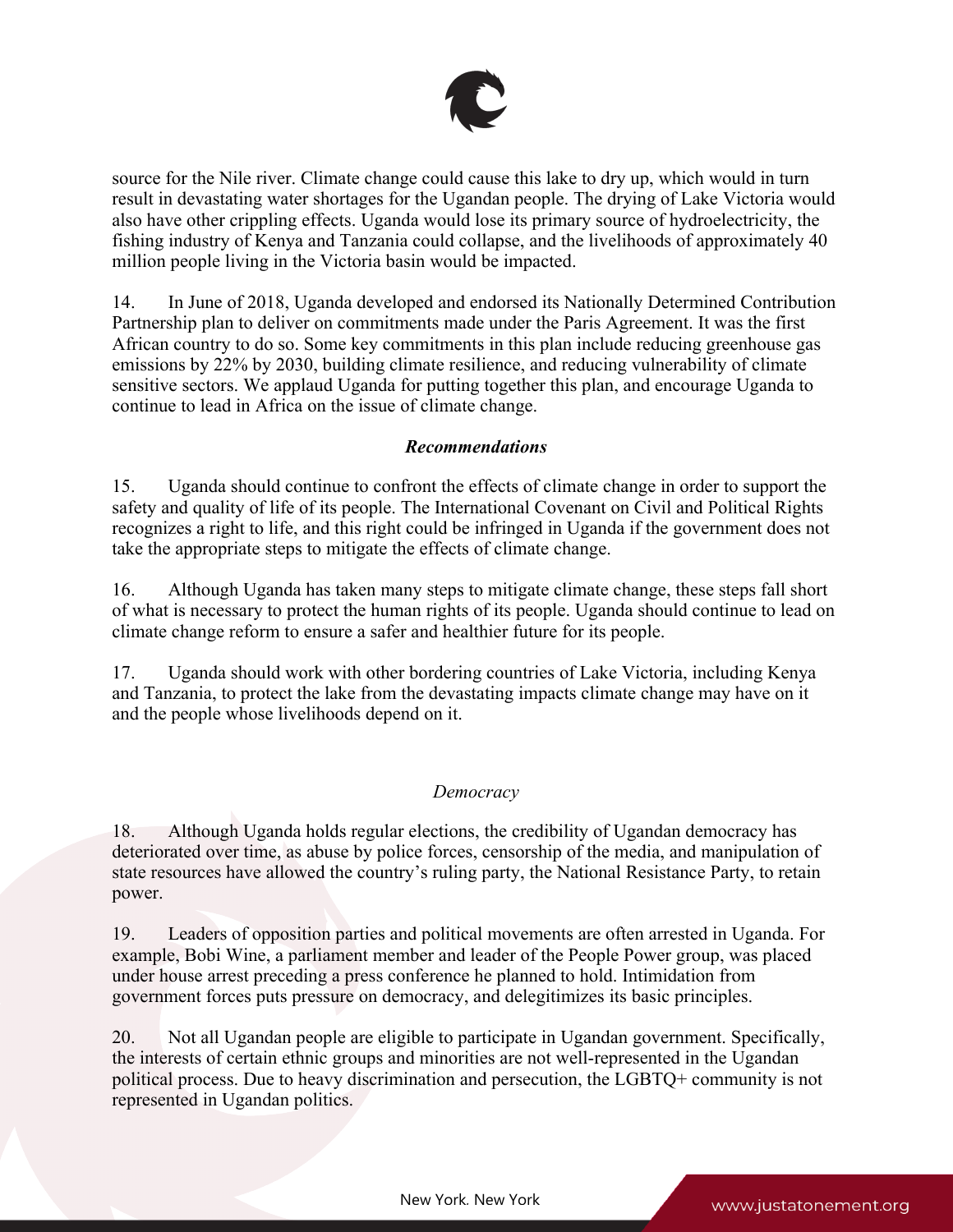source for the Nile river. Climate change could cause this lake to dry up, which would in turn result in devastating water shortages for the Ugandan people. The drying of Lake Victoria would also have other crippling effects. Uganda would lose its primary source of hydroelectricity, the fishing industry of Kenya and Tanzania could collapse, and the livelihoods of approximately 40 million people living in the Victoria basin would be impacted.

14. In June of 2018, Uganda developed and endorsed its Nationally Determined Contribution Partnership plan to deliver on commitments made under the Paris Agreement. It was the first African country to do so. Some key commitments in this plan include reducing greenhouse gas emissions by 22% by 2030, building climate resilience, and reducing vulnerability of climate sensitive sectors. We applaud Uganda for putting together this plan, and encourage Uganda to continue to lead in Africa on the issue of climate change.

***Recommendations***

15. Uganda should continue to confront the effects of climate change in order to support the safety and quality of life of its people. The International Covenant on Civil and Political Rights recognizes a right to life, and this right could be infringed in Uganda if the government does not take the appropriate steps to mitigate the effects of climate change.

16. Although Uganda has taken many steps to mitigate climate change, these steps fall short of what is necessary to protect the human rights of its people. Uganda should continue to lead on climate change reform to ensure a safer and healthier future for its people.

17. Uganda should work with other bordering countries of Lake Victoria, including Kenya and Tanzania, to protect the lake from the devastating impacts climate change may have on it and the people whose livelihoods depend on it.

*Democracy*

18. Although Uganda holds regular elections, the credibility of Ugandan democracy has deteriorated over time, as abuse by police forces, censorship of the media, and manipulation of state resources have allowed the country's ruling party, the National Resistance Party, to retain power.

19. Leaders of opposition parties and political movements are often arrested in Uganda. For example, Bobi Wine, a parliament member and leader of the People Power group, was placed under house arrest preceding a press conference he planned to hold. Intimidation from government forces puts pressure on democracy, and delegitimizes its basic principles.

20. Not all Ugandan people are eligible to participate in Ugandan government. Specifically, the interests of certain ethnic groups and minorities are not well-represented in the Ugandan political process. Due to heavy discrimination and persecution, the LGBTQ+ community is not represented in Ugandan politics.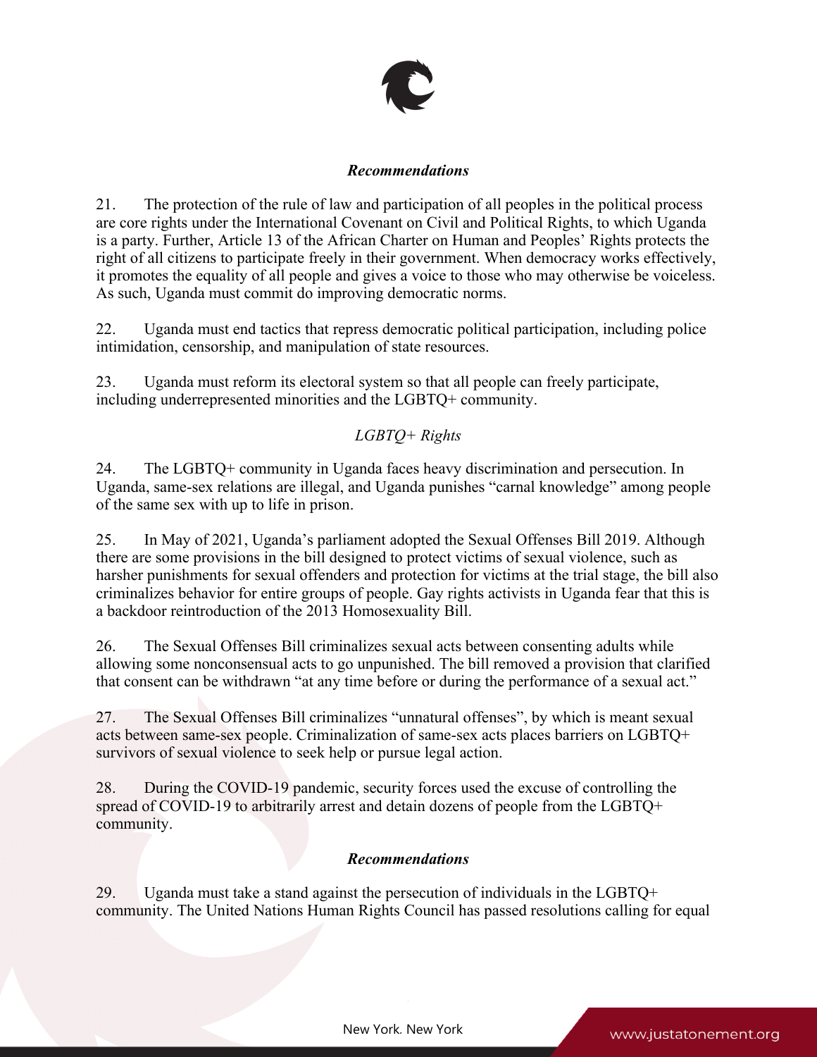### *Recommendations*

21. The protection of the rule of law and participation of all peoples in the political process are core rights under the International Covenant on Civil and Political Rights, to which Uganda is a party. Further, Article 13 of the African Charter on Human and Peoples' Rights protects the right of all citizens to participate freely in their government. When democracy works effectively, it promotes the equality of all people and gives a voice to those who may otherwise be voiceless. As such, Uganda must commit do improving democratic norms.

22. Uganda must end tactics that repress democratic political participation, including police intimidation, censorship, and manipulation of state resources.

23. Uganda must reform its electoral system so that all people can freely participate, including underrepresented minorities and the LGBTQ+ community.

### *LGBTQ+ Rights*

24. The LGBTQ+ community in Uganda faces heavy discrimination and persecution. In Uganda, same-sex relations are illegal, and Uganda punishes "carnal knowledge" among people of the same sex with up to life in prison.

25. In May of 2021, Uganda's parliament adopted the Sexual Offenses Bill 2019. Although there are some provisions in the bill designed to protect victims of sexual violence, such as harsher punishments for sexual offenders and protection for victims at the trial stage, the bill also criminalizes behavior for entire groups of people. Gay rights activists in Uganda fear that this is a backdoor reintroduction of the 2013 Homosexuality Bill.

26. The Sexual Offenses Bill criminalizes sexual acts between consenting adults while allowing some nonconsensual acts to go unpunished. The bill removed a provision that clarified that consent can be withdrawn "at any time before or during the performance of a sexual act."

27. The Sexual Offenses Bill criminalizes "unnatural offenses", by which is meant sexual acts between same-sex people. Criminalization of same-sex acts places barriers on LGBTQ+ survivors of sexual violence to seek help or pursue legal action.

28. During the COVID-19 pandemic, security forces used the excuse of controlling the spread of COVID-19 to arbitrarily arrest and detain dozens of people from the LGBTQ+ community.

### *Recommendations*

29. Uganda must take a stand against the persecution of individuals in the LGBTQ+ community. The United Nations Human Rights Council has passed resolutions calling for equal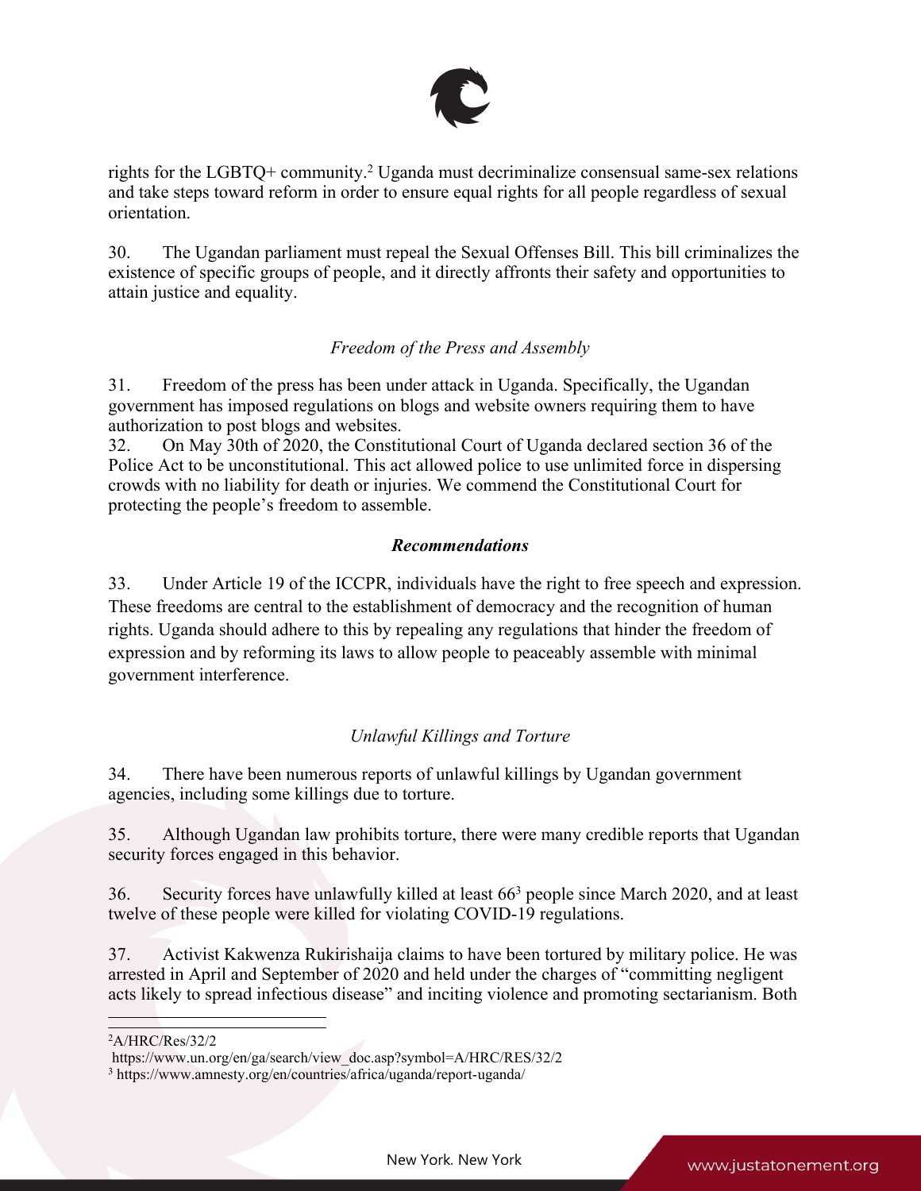rights for the LGBTQ+ community.[2] Uganda must decriminalize consensual same-sex relations and take steps toward reform in order to ensure equal rights for all people regardless of sexual orientation.

30. The Ugandan parliament must repeal the Sexual Offenses Bill. This bill criminalizes the existence of specific groups of people, and it directly affronts their safety and opportunities to attain justice and equality.

*Freedom of the Press and Assembly*

31. Freedom of the press has been under attack in Uganda. Specifically, the Ugandan government has imposed regulations on blogs and website owners requiring them to have authorization to post blogs and websites.

32. On May 30th of 2020, the Constitutional Court of Uganda declared section 36 of the Police Act to be unconstitutional. This act allowed police to use unlimited force in dispersing crowds with no liability for death or injuries. We commend the Constitutional Court for protecting the people's freedom to assemble.

***Recommendations***

33. Under Article 19 of the ICCPR, individuals have the right to free speech and expression. These freedoms are central to the establishment of democracy and the recognition of human rights. Uganda should adhere to this by repealing any regulations that hinder the freedom of expression and by reforming its laws to allow people to peaceably assemble with minimal government interference.

*Unlawful Killings and Torture*

34. There have been numerous reports of unlawful killings by Ugandan government agencies, including some killings due to torture.

35. Although Ugandan law prohibits torture, there were many credible reports that Ugandan security forces engaged in this behavior.

36. Security forces have unlawfully killed at least 66[3] people since March 2020, and at least twelve of these people were killed for violating COVID-19 regulations.

37. Activist Kakwenza Rukirishaija claims to have been tortured by military police. He was arrested in April and September of 2020 and held under the charges of "committing negligent acts likely to spread infectious disease" and inciting violence and promoting sectarianism. Both

---

[2] A/HRC/Res/32/2
https://www.un.org/en/ga/search/view_doc.asp?symbol=A/HRC/RES/32/2

[3] https://www.amnesty.org/en/countries/africa/uganda/report-uganda/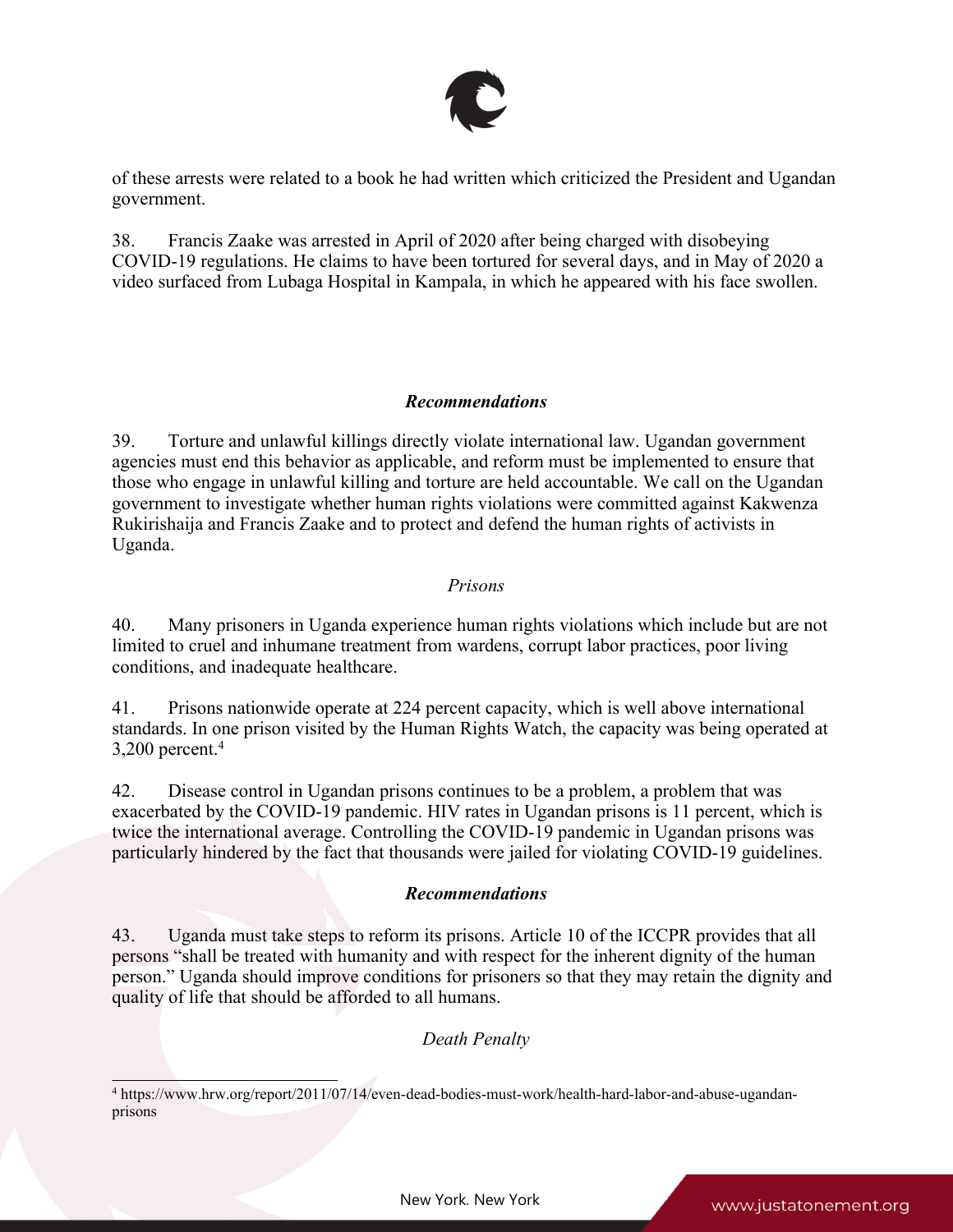of these arrests were related to a book he had written which criticized the President and Ugandan government.

38. Francis Zaake was arrested in April of 2020 after being charged with disobeying COVID-19 regulations. He claims to have been tortured for several days, and in May of 2020 a video surfaced from Lubaga Hospital in Kampala, in which he appeared with his face swollen.

***Recommendations***

39. Torture and unlawful killings directly violate international law. Ugandan government agencies must end this behavior as applicable, and reform must be implemented to ensure that those who engage in unlawful killing and torture are held accountable. We call on the Ugandan government to investigate whether human rights violations were committed against Kakwenza Rukirishaija and Francis Zaake and to protect and defend the human rights of activists in Uganda.

*Prisons*

40. Many prisoners in Uganda experience human rights violations which include but are not limited to cruel and inhumane treatment from wardens, corrupt labor practices, poor living conditions, and inadequate healthcare.

41. Prisons nationwide operate at 224 percent capacity, which is well above international standards. In one prison visited by the Human Rights Watch, the capacity was being operated at 3,200 percent.[4]

42. Disease control in Ugandan prisons continues to be a problem, a problem that was exacerbated by the COVID-19 pandemic. HIV rates in Ugandan prisons is 11 percent, which is twice the international average. Controlling the COVID-19 pandemic in Ugandan prisons was particularly hindered by the fact that thousands were jailed for violating COVID-19 guidelines.

***Recommendations***

43. Uganda must take steps to reform its prisons. Article 10 of the ICCPR provides that all persons "shall be treated with humanity and with respect for the inherent dignity of the human person." Uganda should improve conditions for prisoners so that they may retain the dignity and quality of life that should be afforded to all humans.

*Death Penalty*

[4] https://www.hrw.org/report/2011/07/14/even-dead-bodies-must-work/health-hard-labor-and-abuse-ugandan-prisons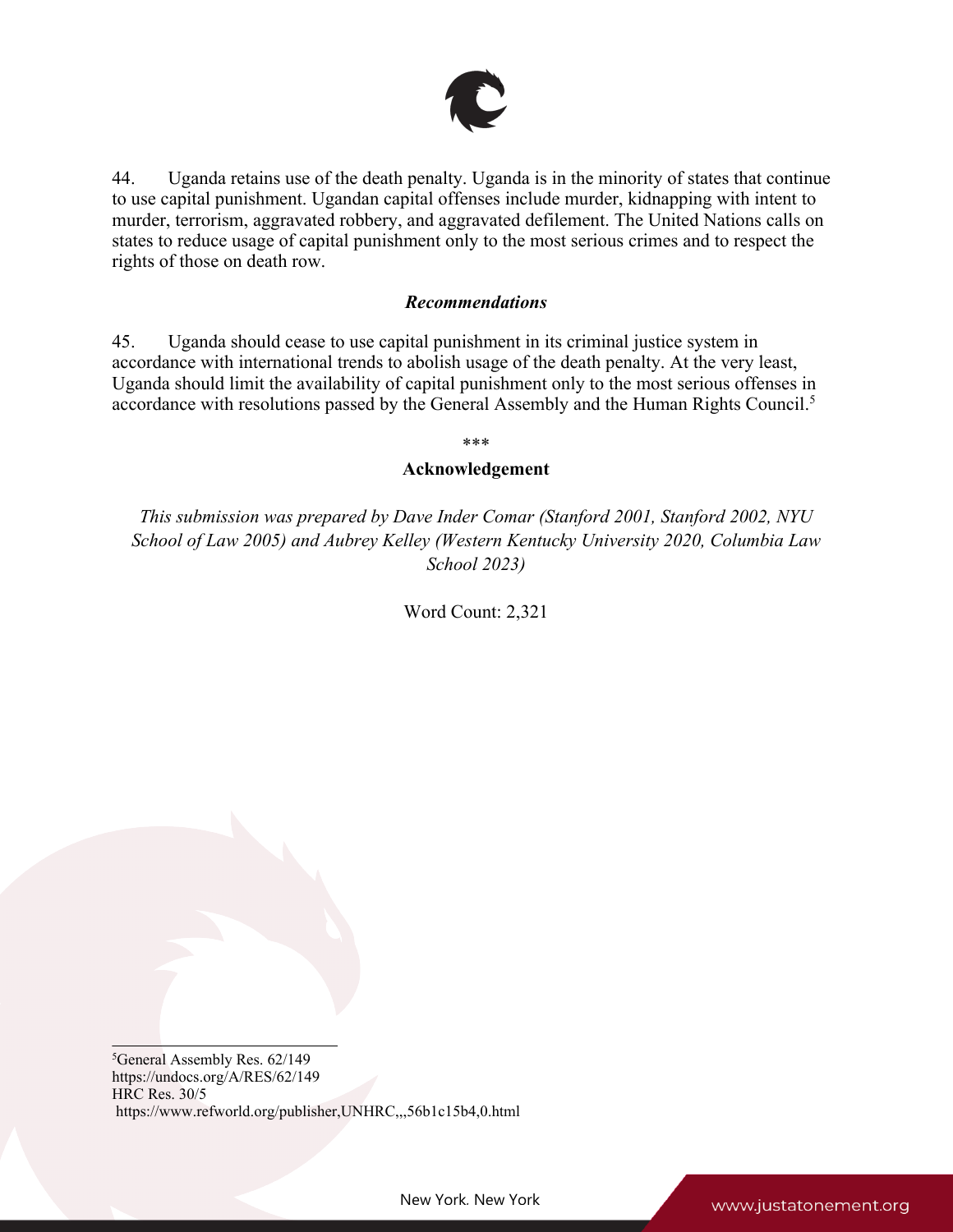44. Uganda retains use of the death penalty. Uganda is in the minority of states that continue to use capital punishment. Ugandan capital offenses include murder, kidnapping with intent to murder, terrorism, aggravated robbery, and aggravated defilement. The United Nations calls on states to reduce usage of capital punishment only to the most serious crimes and to respect the rights of those on death row.

### *Recommendations*

45. Uganda should cease to use capital punishment in its criminal justice system in accordance with international trends to abolish usage of the death penalty. At the very least, Uganda should limit the availability of capital punishment only to the most serious offenses in accordance with resolutions passed by the General Assembly and the Human Rights Council.[5]

\*\*\*

## Acknowledgement

*This submission was prepared by Dave Inder Comar (Stanford 2001, Stanford 2002, NYU School of Law 2005) and Aubrey Kelley (Western Kentucky University 2020, Columbia Law School 2023)*

Word Count: 2,321

---

[5] General Assembly Res. 62/149
https://undocs.org/A/RES/62/149
HRC Res. 30/5
https://www.refworld.org/publisher,UNHRC,,,56b1c15b4,0.html